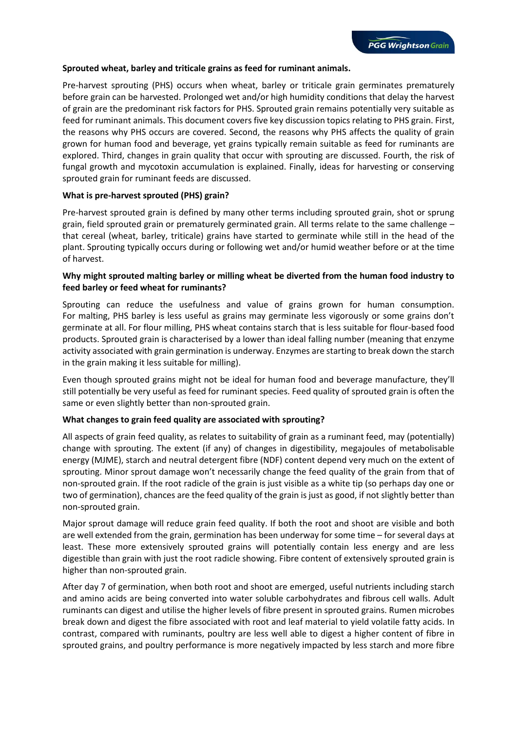**Sprouted wheat, barley and triticale grains as feed for ruminant animals.**

Pre-harvest sprouting (PHS) occurs when wheat, barley or triticale grain germinates prematurely before grain can be harvested. Prolonged wet and/or high humidity conditions that delay the harvest of grain are the predominant risk factors for PHS. Sprouted grain remains potentially very suitable as feed for ruminant animals. This document covers five key discussion topics relating to PHS grain. First, the reasons why PHS occurs are covered. Second, the reasons why PHS affects the quality of grain grown for human food and beverage, yet grains typically remain suitable as feed for ruminants are explored. Third, changes in grain quality that occur with sprouting are discussed. Fourth, the risk of fungal growth and mycotoxin accumulation is explained. Finally, ideas for harvesting or conserving sprouted grain for ruminant feeds are discussed.

**What is pre-harvest sprouted (PHS) grain?**

Pre-harvest sprouted grain is defined by many other terms including sprouted grain, shot or sprung grain, field sprouted grain or prematurely germinated grain. All terms relate to the same challenge – that cereal (wheat, barley, triticale) grains have started to germinate while still in the head of the plant. Sprouting typically occurs during or following wet and/or humid weather before or at the time of harvest.

**Why might sprouted malting barley or milling wheat be diverted from the human food industry to feed barley or feed wheat for ruminants?**

Sprouting can reduce the usefulness and value of grains grown for human consumption. For malting, PHS barley is less useful as grains may germinate less vigorously or some grains don't germinate at all. For flour milling, PHS wheat contains starch that is less suitable for flour-based food products. Sprouted grain is characterised by a lower than ideal falling number (meaning that enzyme activity associated with grain germination is underway. Enzymes are starting to break down the starch in the grain making it less suitable for milling).

Even though sprouted grains might not be ideal for human food and beverage manufacture, they'll still potentially be very useful as feed for ruminant species. Feed quality of sprouted grain is often the same or even slightly better than non-sprouted grain.

**What changes to grain feed quality are associated with sprouting?**

All aspects of grain feed quality, as relates to suitability of grain as a ruminant feed, may (potentially) change with sprouting. The extent (if any) of changes in digestibility, megajoules of metabolisable energy (MJME), starch and neutral detergent fibre (NDF) content depend very much on the extent of sprouting. Minor sprout damage won't necessarily change the feed quality of the grain from that of non-sprouted grain. If the root radicle of the grain is just visible as a white tip (so perhaps day one or two of germination), chances are the feed quality of the grain is just as good, if not slightly better than non-sprouted grain.

Major sprout damage will reduce grain feed quality. If both the root and shoot are visible and both are well extended from the grain, germination has been underway for some time – for several days at least. These more extensively sprouted grains will potentially contain less energy and are less digestible than grain with just the root radicle showing. Fibre content of extensively sprouted grain is higher than non-sprouted grain.

After day 7 of germination, when both root and shoot are emerged, useful nutrients including starch and amino acids are being converted into water soluble carbohydrates and fibrous cell walls. Adult ruminants can digest and utilise the higher levels of fibre present in sprouted grains. Rumen microbes break down and digest the fibre associated with root and leaf material to yield volatile fatty acids. In contrast, compared with ruminants, poultry are less well able to digest a higher content of fibre in sprouted grains, and poultry performance is more negatively impacted by less starch and more fibre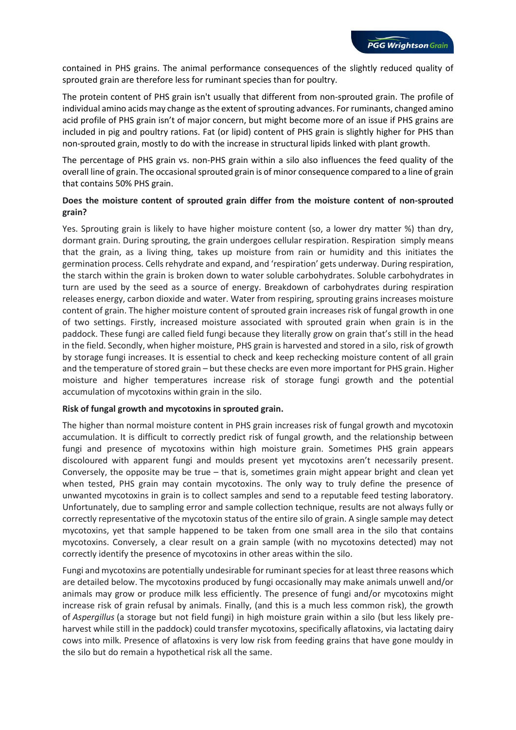contained in PHS grains. The animal performance consequences of the slightly reduced quality of sprouted grain are therefore less for ruminant species than for poultry.

The protein content of PHS grain isn't usually that different from non-sprouted grain. The profile of individual amino acids may change as the extent of sprouting advances. For ruminants, changed amino acid profile of PHS grain isn't of major concern, but might become more of an issue if PHS grains are included in pig and poultry rations. Fat (or lipid) content of PHS grain is slightly higher for PHS than non-sprouted grain, mostly to do with the increase in structural lipids linked with plant growth.

The percentage of PHS grain vs. non-PHS grain within a silo also influences the feed quality of the overall line of grain. The occasional sprouted grain is of minor consequence compared to a line of grain that contains 50% PHS grain.

**Does the moisture content of sprouted grain differ from the moisture content of non-sprouted grain?**

Yes. Sprouting grain is likely to have higher moisture content (so, a lower dry matter %) than dry, dormant grain. During sprouting, the grain undergoes cellular respiration. Respiration simply means that the grain, as a living thing, takes up moisture from rain or humidity and this initiates the germination process. Cells rehydrate and expand, and 'respiration' gets underway. During respiration, the starch within the grain is broken down to water soluble carbohydrates. Soluble carbohydrates in turn are used by the seed as a source of energy. Breakdown of carbohydrates during respiration releases energy, carbon dioxide and water. Water from respiring, sprouting grains increases moisture content of grain. The higher moisture content of sprouted grain increases risk of fungal growth in one of two settings. Firstly, increased moisture associated with sprouted grain when grain is in the paddock. These fungi are called field fungi because they literally grow on grain that's still in the head in the field. Secondly, when higher moisture, PHS grain is harvested and stored in a silo, risk of growth by storage fungi increases. It is essential to check and keep rechecking moisture content of all grain and the temperature of stored grain – but these checks are even more important for PHS grain. Higher moisture and higher temperatures increase risk of storage fungi growth and the potential accumulation of mycotoxins within grain in the silo.

**Risk of fungal growth and mycotoxins in sprouted grain.**

The higher than normal moisture content in PHS grain increases risk of fungal growth and mycotoxin accumulation. It is difficult to correctly predict risk of fungal growth, and the relationship between fungi and presence of mycotoxins within high moisture grain. Sometimes PHS grain appears discoloured with apparent fungi and moulds present yet mycotoxins aren't necessarily present. Conversely, the opposite may be true – that is, sometimes grain might appear bright and clean yet when tested, PHS grain may contain mycotoxins. The only way to truly define the presence of unwanted mycotoxins in grain is to collect samples and send to a reputable feed testing laboratory. Unfortunately, due to sampling error and sample collection technique, results are not always fully or correctly representative of the mycotoxin status of the entire silo of grain. A single sample may detect mycotoxins, yet that sample happened to be taken from one small area in the silo that contains mycotoxins. Conversely, a clear result on a grain sample (with no mycotoxins detected) may not correctly identify the presence of mycotoxins in other areas within the silo.

Fungi and mycotoxins are potentially undesirable for ruminant species for at least three reasons which are detailed below. The mycotoxins produced by fungi occasionally may make animals unwell and/or animals may grow or produce milk less efficiently. The presence of fungi and/or mycotoxins might increase risk of grain refusal by animals. Finally, (and this is a much less common risk), the growth of *Aspergillus* (a storage but not field fungi) in high moisture grain within a silo (but less likely pre-harvest while still in the paddock) could transfer mycotoxins, specifically aflatoxins, via lactating dairy cows into milk. Presence of aflatoxins is very low risk from feeding grains that have gone mouldy in the silo but do remain a hypothetical risk all the same.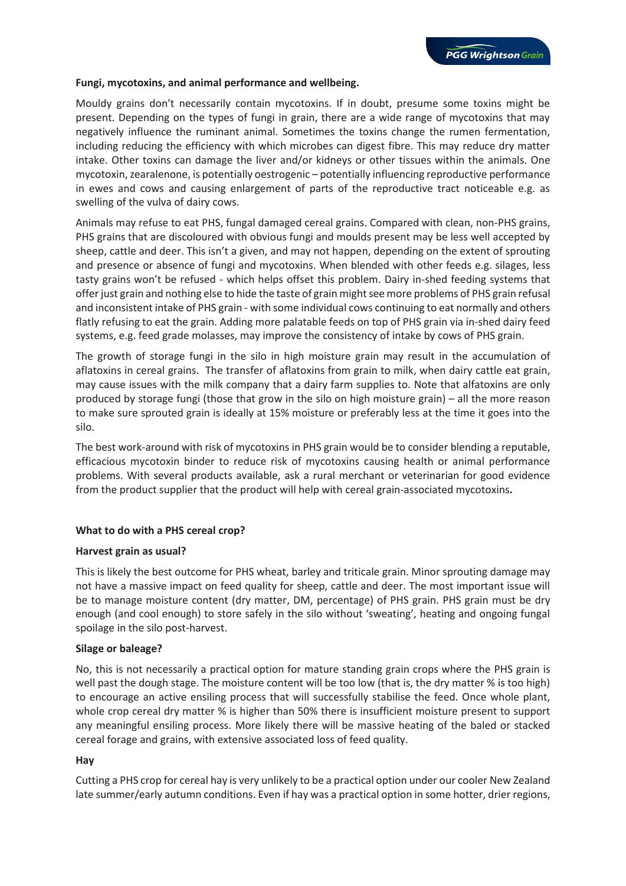**Fungi, mycotoxins, and animal performance and wellbeing.**

Mouldy grains don't necessarily contain mycotoxins. If in doubt, presume some toxins might be present. Depending on the types of fungi in grain, there are a wide range of mycotoxins that may negatively influence the ruminant animal. Sometimes the toxins change the rumen fermentation, including reducing the efficiency with which microbes can digest fibre. This may reduce dry matter intake. Other toxins can damage the liver and/or kidneys or other tissues within the animals. One mycotoxin, zearalenone, is potentially oestrogenic – potentially influencing reproductive performance in ewes and cows and causing enlargement of parts of the reproductive tract noticeable e.g. as swelling of the vulva of dairy cows.

Animals may refuse to eat PHS, fungal damaged cereal grains. Compared with clean, non-PHS grains, PHS grains that are discoloured with obvious fungi and moulds present may be less well accepted by sheep, cattle and deer. This isn't a given, and may not happen, depending on the extent of sprouting and presence or absence of fungi and mycotoxins. When blended with other feeds e.g. silages, less tasty grains won't be refused - which helps offset this problem. Dairy in-shed feeding systems that offer just grain and nothing else to hide the taste of grain might see more problems of PHS grain refusal and inconsistent intake of PHS grain - with some individual cows continuing to eat normally and others flatly refusing to eat the grain. Adding more palatable feeds on top of PHS grain via in-shed dairy feed systems, e.g. feed grade molasses, may improve the consistency of intake by cows of PHS grain.

The growth of storage fungi in the silo in high moisture grain may result in the accumulation of aflatoxins in cereal grains. The transfer of aflatoxins from grain to milk, when dairy cattle eat grain, may cause issues with the milk company that a dairy farm supplies to. Note that alfatoxins are only produced by storage fungi (those that grow in the silo on high moisture grain) – all the more reason to make sure sprouted grain is ideally at 15% moisture or preferably less at the time it goes into the silo.

The best work-around with risk of mycotoxins in PHS grain would be to consider blending a reputable, efficacious mycotoxin binder to reduce risk of mycotoxins causing health or animal performance problems. With several products available, ask a rural merchant or veterinarian for good evidence from the product supplier that the product will help with cereal grain-associated mycotoxins.

**What to do with a PHS cereal crop?**

**Harvest grain as usual?**

This is likely the best outcome for PHS wheat, barley and triticale grain. Minor sprouting damage may not have a massive impact on feed quality for sheep, cattle and deer. The most important issue will be to manage moisture content (dry matter, DM, percentage) of PHS grain. PHS grain must be dry enough (and cool enough) to store safely in the silo without 'sweating', heating and ongoing fungal spoilage in the silo post-harvest.

**Silage or baleage?**

No, this is not necessarily a practical option for mature standing grain crops where the PHS grain is well past the dough stage. The moisture content will be too low (that is, the dry matter % is too high) to encourage an active ensiling process that will successfully stabilise the feed. Once whole plant, whole crop cereal dry matter % is higher than 50% there is insufficient moisture present to support any meaningful ensiling process. More likely there will be massive heating of the baled or stacked cereal forage and grains, with extensive associated loss of feed quality.

**Hay**

Cutting a PHS crop for cereal hay is very unlikely to be a practical option under our cooler New Zealand late summer/early autumn conditions. Even if hay was a practical option in some hotter, drier regions,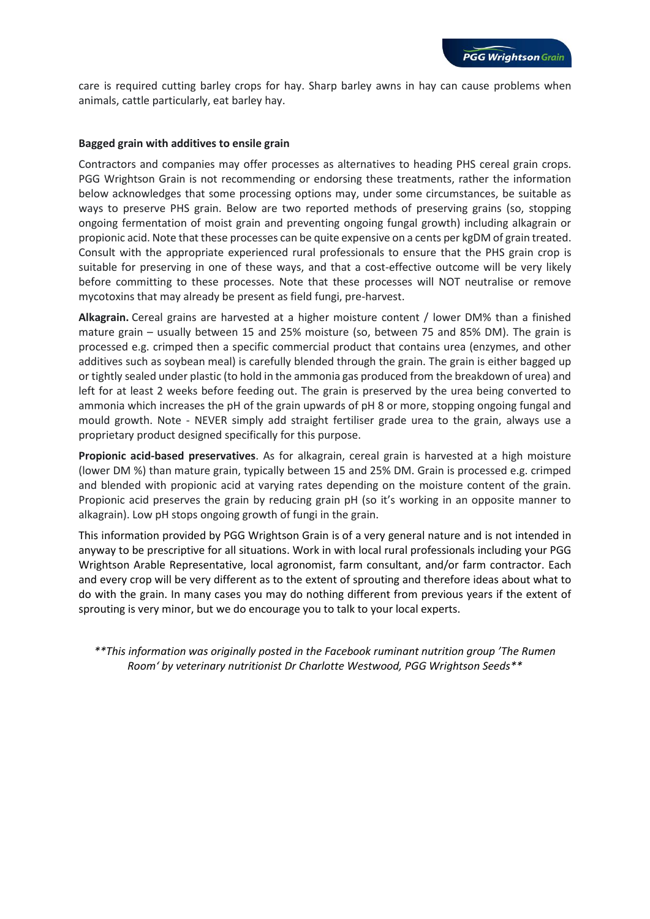care is required cutting barley crops for hay. Sharp barley awns in hay can cause problems when animals, cattle particularly, eat barley hay.

**Bagged grain with additives to ensile grain**

Contractors and companies may offer processes as alternatives to heading PHS cereal grain crops. PGG Wrightson Grain is not recommending or endorsing these treatments, rather the information below acknowledges that some processing options may, under some circumstances, be suitable as ways to preserve PHS grain. Below are two reported methods of preserving grains (so, stopping ongoing fermentation of moist grain and preventing ongoing fungal growth) including alkagrain or propionic acid. Note that these processes can be quite expensive on a cents per kgDM of grain treated. Consult with the appropriate experienced rural professionals to ensure that the PHS grain crop is suitable for preserving in one of these ways, and that a cost-effective outcome will be very likely before committing to these processes. Note that these processes will NOT neutralise or remove mycotoxins that may already be present as field fungi, pre-harvest.

**Alkagrain.** Cereal grains are harvested at a higher moisture content / lower DM% than a finished mature grain – usually between 15 and 25% moisture (so, between 75 and 85% DM). The grain is processed e.g. crimped then a specific commercial product that contains urea (enzymes, and other additives such as soybean meal) is carefully blended through the grain. The grain is either bagged up or tightly sealed under plastic (to hold in the ammonia gas produced from the breakdown of urea) and left for at least 2 weeks before feeding out. The grain is preserved by the urea being converted to ammonia which increases the pH of the grain upwards of pH 8 or more, stopping ongoing fungal and mould growth. Note - NEVER simply add straight fertiliser grade urea to the grain, always use a proprietary product designed specifically for this purpose.

**Propionic acid-based preservatives**. As for alkagrain, cereal grain is harvested at a high moisture (lower DM %) than mature grain, typically between 15 and 25% DM. Grain is processed e.g. crimped and blended with propionic acid at varying rates depending on the moisture content of the grain. Propionic acid preserves the grain by reducing grain pH (so it's working in an opposite manner to alkagrain). Low pH stops ongoing growth of fungi in the grain.

This information provided by PGG Wrightson Grain is of a very general nature and is not intended in anyway to be prescriptive for all situations. Work in with local rural professionals including your PGG Wrightson Arable Representative, local agronomist, farm consultant, and/or farm contractor. Each and every crop will be very different as to the extent of sprouting and therefore ideas about what to do with the grain. In many cases you may do nothing different from previous years if the extent of sprouting is very minor, but we do encourage you to talk to your local experts.

***\*This information was originally posted in the Facebook ruminant nutrition group 'The Rumen Room' by veterinary nutritionist Dr Charlotte Westwood, PGG Wrightson Seeds\*\****